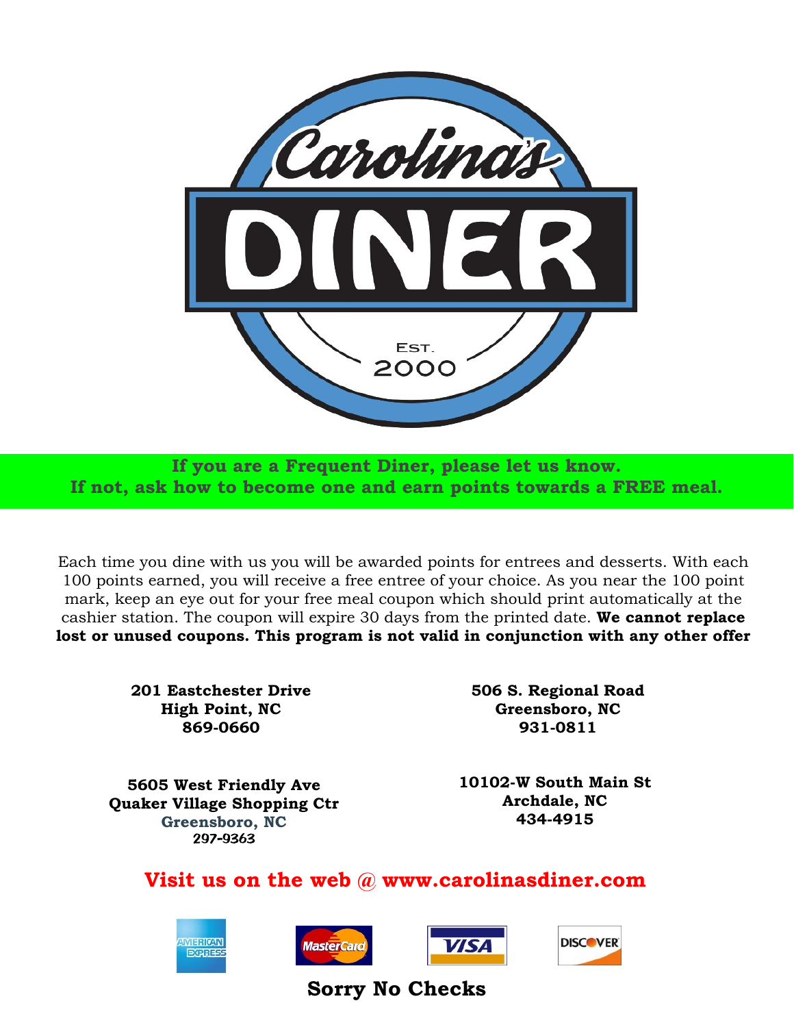# Carolina's DINER

Est. 2000

**If you are a Frequent Diner, please let us know.**
**If not, ask how to become one and earn points towards a FREE meal.**

Each time you dine with us you will be awarded points for entrees and desserts. With each 100 points earned, you will receive a free entree of your choice. As you near the 100 point mark, keep an eye out for your free meal coupon which should print automatically at the cashier station. The coupon will expire 30 days from the printed date. **We cannot replace lost or unused coupons. This program is not valid in conjunction with any other offer**

**201 Eastchester Drive**
**High Point, NC**
**869-0660**

**506 S. Regional Road**
**Greensboro, NC**
**931-0811**

**5605 West Friendly Ave**
**Quaker Village Shopping Ctr**
**Greensboro, NC**
**297-9363**

**10102-W South Main St**
**Archdale, NC**
**434-4915**

**Visit us on the web @ www.carolinasdiner.com**

American Express MasterCard VISA DISCOVER

**Sorry No Checks**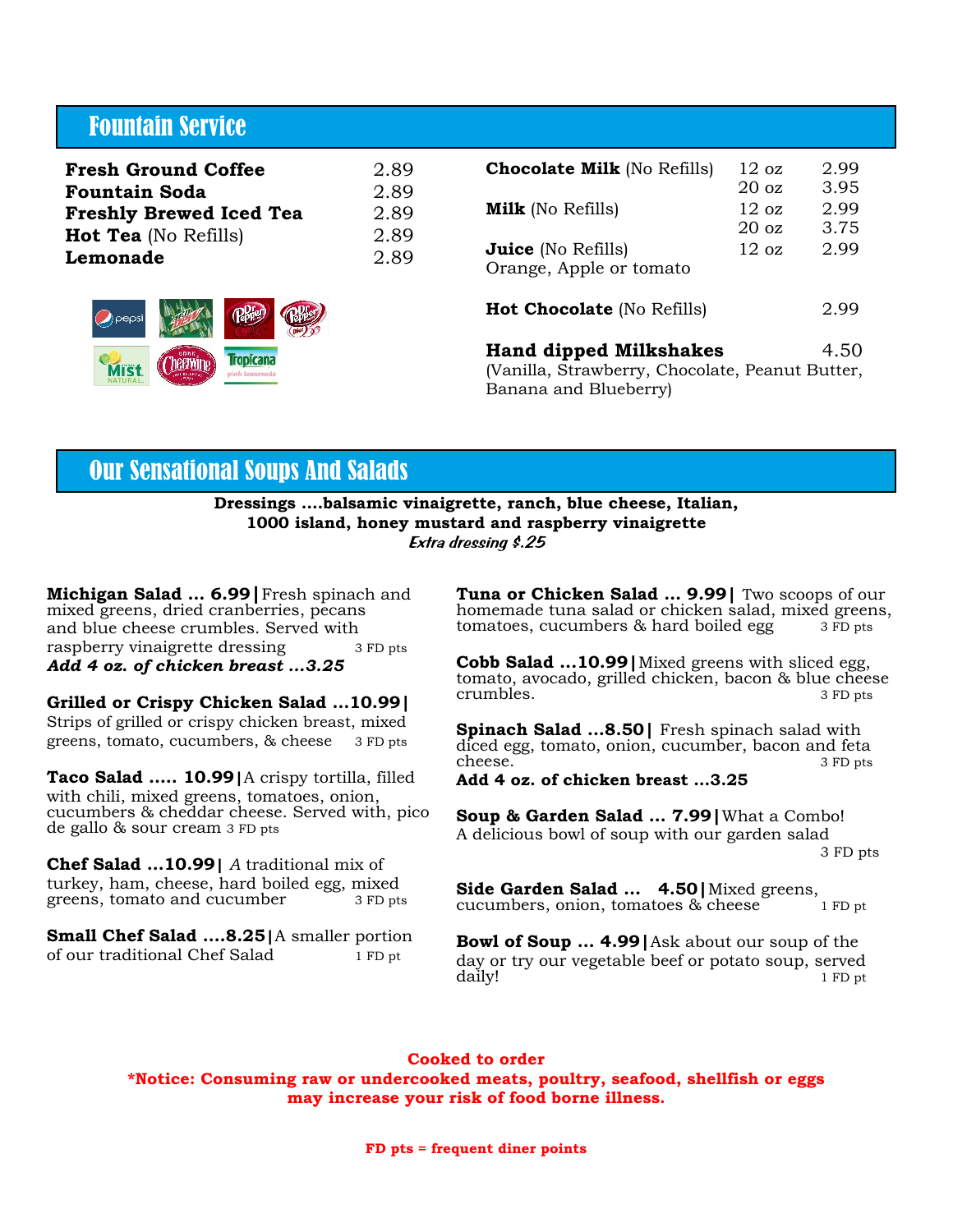## Fountain Service

| Item | Price |
|---|---|
| **Fresh Ground Coffee** | 2.89 |
| **Fountain Soda** | 2.89 |
| **Freshly Brewed Iced Tea** | 2.89 |
| **Hot Tea** (No Refills) | 2.89 |
| **Lemonade** | 2.89 |

| Item | Size | Price |
|---|---|---|
| **Chocolate Milk** (No Refills) | 12 oz | 2.99 |
| | 20 oz | 3.95 |
| **Milk** (No Refills) | 12 oz | 2.99 |
| | 20 oz | 3.75 |
| **Juice** (No Refills) Orange, Apple or tomato | 12 oz | 2.99 |
| **Hot Chocolate** (No Refills) | | 2.99 |
| **Hand dipped Milkshakes** (Vanilla, Strawberry, Chocolate, Peanut Butter, Banana and Blueberry) | | 4.50 |

## Our Sensational Soups And Salads

**Dressings ....balsamic vinaigrette, ranch, blue cheese, Italian, 1000 island, honey mustard and raspberry vinaigrette**
*Extra dressing $.25*

**Michigan Salad ... 6.99|** Fresh spinach and mixed greens, dried cranberries, pecans and blue cheese crumbles. Served with raspberry vinaigrette dressing 3 FD pts
***Add 4 oz. of chicken breast ...3.25***

**Grilled or Crispy Chicken Salad ...10.99|** Strips of grilled or crispy chicken breast, mixed greens, tomato, cucumbers, & cheese 3 FD pts

**Taco Salad ..... 10.99|** A crispy tortilla, filled with chili, mixed greens, tomatoes, onion, cucumbers & cheddar cheese. Served with, pico de gallo & sour cream 3 FD pts

**Chef Salad ...10.99|** *A* traditional mix of turkey, ham, cheese, hard boiled egg, mixed greens, tomato and cucumber 3 FD pts

**Small Chef Salad ....8.25|** A smaller portion of our traditional Chef Salad 1 FD pt

**Tuna or Chicken Salad ... 9.99|** Two scoops of our homemade tuna salad or chicken salad, mixed greens, tomatoes, cucumbers & hard boiled egg 3 FD pts

**Cobb Salad ...10.99|** Mixed greens with sliced egg, tomato, avocado, grilled chicken, bacon & blue cheese crumbles. 3 FD pts

**Spinach Salad ...8.50|** Fresh spinach salad with diced egg, tomato, onion, cucumber, bacon and feta cheese. 3 FD pts
**Add 4 oz. of chicken breast ...3.25**

**Soup & Garden Salad ... 7.99|** What a Combo! A delicious bowl of soup with our garden salad 3 FD pts

**Side Garden Salad ... 4.50|** Mixed greens, cucumbers, onion, tomatoes & cheese 1 FD pt

**Bowl of Soup ... 4.99|** Ask about our soup of the day or try our vegetable beef or potato soup, served daily! 1 FD pt

**Cooked to order**
**\*Notice: Consuming raw or undercooked meats, poultry, seafood, shellfish or eggs may increase your risk of food borne illness.**

**FD pts = frequent diner points**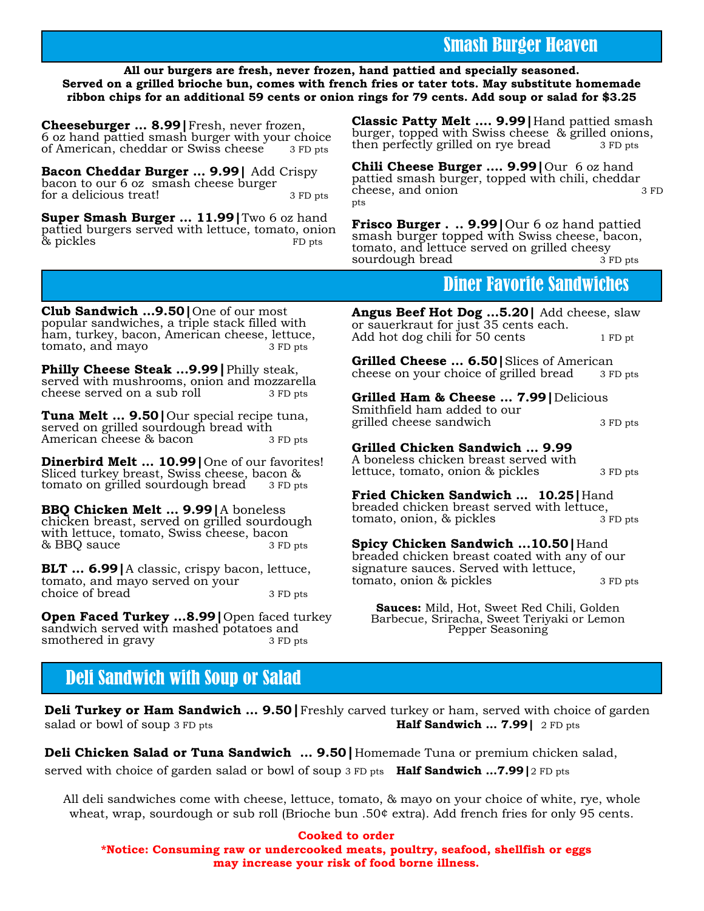## Smash Burger Heaven

**All our burgers are fresh, never frozen, hand pattied and specially seasoned. Served on a grilled brioche bun, comes with french fries or tater tots. May substitute homemade ribbon chips for an additional 59 cents or onion rings for 79 cents. Add soup or salad for $3.25**

**Cheeseburger … 8.99|** Fresh, never frozen, 6 oz hand pattied smash burger with your choice of American, cheddar or Swiss cheese 3 FD pts

**Bacon Cheddar Burger … 9.99|** Add Crispy bacon to our 6 oz smash cheese burger for a delicious treat! 3 FD pts

**Super Smash Burger … 11.99|** Two 6 oz hand pattied burgers served with lettuce, tomato, onion & pickles FD pts

**Classic Patty Melt …. 9.99|** Hand pattied smash burger, topped with Swiss cheese & grilled onions, then perfectly grilled on rye bread 3 FD pts

**Chili Cheese Burger …. 9.99|** Our 6 oz hand pattied smash burger, topped with chili, cheddar cheese, and onion 3 FD pts

**Frisco Burger . .. 9.99|** Our 6 oz hand pattied smash burger topped with Swiss cheese, bacon, tomato, and lettuce served on grilled cheesy sourdough bread 3 FD pts

## Diner Favorite Sandwiches

**Club Sandwich …9.50|** One of our most popular sandwiches, a triple stack filled with ham, turkey, bacon, American cheese, lettuce, tomato, and mayo 3 FD pts

**Philly Cheese Steak …9.99|** Philly steak, served with mushrooms, onion and mozzarella cheese served on a sub roll 3 FD pts

**Tuna Melt … 9.50|** Our special recipe tuna, served on grilled sourdough bread with American cheese & bacon 3 FD pts

**Dinerbird Melt … 10.99|** One of our favorites! Sliced turkey breast, Swiss cheese, bacon & tomato on grilled sourdough bread 3 FD pts

**BBQ Chicken Melt … 9.99|** A boneless chicken breast, served on grilled sourdough with lettuce, tomato, Swiss cheese, bacon & BBQ sauce 3 FD pts

**BLT … 6.99|** A classic, crispy bacon, lettuce, tomato, and mayo served on your choice of bread 3 FD pts

**Open Faced Turkey …8.99|** Open faced turkey sandwich served with mashed potatoes and smothered in gravy 3 FD pts

**Angus Beef Hot Dog …5.20|** Add cheese, slaw or sauerkraut for just 35 cents each. Add hot dog chili for 50 cents 1 FD pt

**Grilled Cheese … 6.50|** Slices of American cheese on your choice of grilled bread 3 FD pts

**Grilled Ham & Cheese … 7.99|** Delicious Smithfield ham added to our grilled cheese sandwich 3 FD pts

**Grilled Chicken Sandwich … 9.99** A boneless chicken breast served with lettuce, tomato, onion & pickles 3 FD pts

**Fried Chicken Sandwich … 10.25|** Hand breaded chicken breast served with lettuce, tomato, onion, & pickles 3 FD pts

**Spicy Chicken Sandwich …10.50|** Hand breaded chicken breast coated with any of our signature sauces. Served with lettuce, tomato, onion & pickles 3 FD pts

**Sauces:** Mild, Hot, Sweet Red Chili, Golden Barbecue, Sriracha, Sweet Teriyaki or Lemon Pepper Seasoning

## Deli Sandwich with Soup or Salad

**Deli Turkey or Ham Sandwich … 9.50|** Freshly carved turkey or ham, served with choice of garden salad or bowl of soup 3 FD pts **Half Sandwich … 7.99|** 2 FD pts

**Deli Chicken Salad or Tuna Sandwich … 9.50|** Homemade Tuna or premium chicken salad, served with choice of garden salad or bowl of soup 3 FD pts **Half Sandwich …7.99|** 2 FD pts

All deli sandwiches come with cheese, lettuce, tomato, & mayo on your choice of white, rye, whole wheat, wrap, sourdough or sub roll (Brioche bun .50¢ extra). Add french fries for only 95 cents.

**Cooked to order**

**\*Notice: Consuming raw or undercooked meats, poultry, seafood, shellfish or eggs may increase your risk of food borne illness.**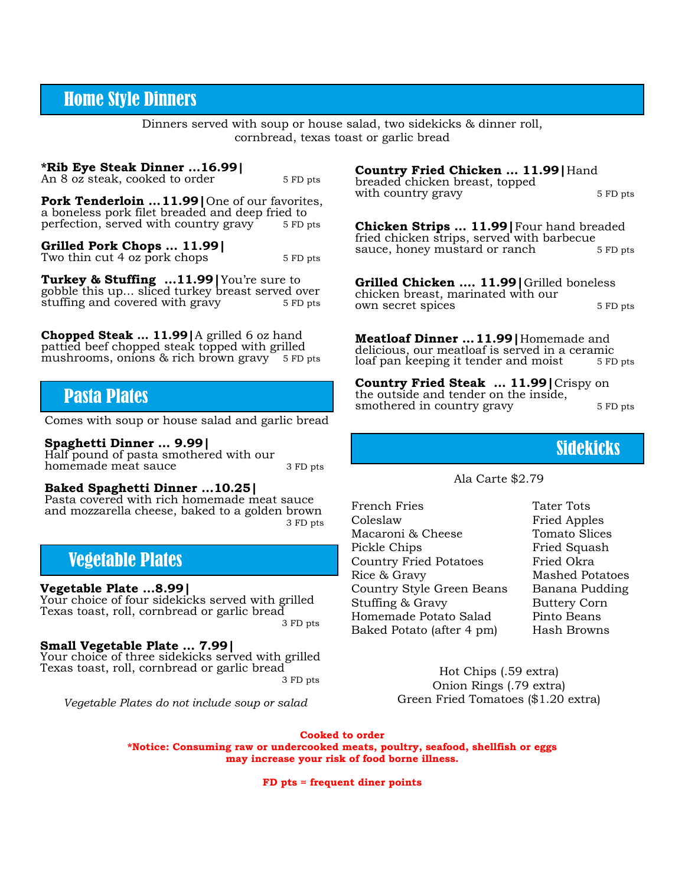## Home Style Dinners

Dinners served with soup or house salad, two sidekicks & dinner roll, cornbread, texas toast or garlic bread

**\*Rib Eye Steak Dinner …16.99|**
An 8 oz steak, cooked to order — 5 FD pts

**Pork Tenderloin …11.99|** One of our favorites, a boneless pork filet breaded and deep fried to perfection, served with country gravy — 5 FD pts

**Grilled Pork Chops … 11.99|**
Two thin cut 4 oz pork chops — 5 FD pts

**Turkey & Stuffing …11.99|** You're sure to gobble this up… sliced turkey breast served over stuffing and covered with gravy — 5 FD pts

**Chopped Steak … 11.99|** A grilled 6 oz hand pattied beef chopped steak topped with grilled mushrooms, onions & rich brown gravy — 5 FD pts

**Country Fried Chicken … 11.99|** Hand breaded chicken breast, topped with country gravy — 5 FD pts

**Chicken Strips … 11.99|** Four hand breaded fried chicken strips, served with barbecue sauce, honey mustard or ranch — 5 FD pts

**Grilled Chicken …. 11.99|** Grilled boneless chicken breast, marinated with our own secret spices — 5 FD pts

**Meatloaf Dinner …11.99|** Homemade and delicious, our meatloaf is served in a ceramic loaf pan keeping it tender and moist — 5 FD pts

**Country Fried Steak … 11.99|** Crispy on the outside and tender on the inside, smothered in country gravy — 5 FD pts

## Pasta Plates

Comes with soup or house salad and garlic bread

**Spaghetti Dinner … 9.99|**
Half pound of pasta smothered with our homemade meat sauce — 3 FD pts

**Baked Spaghetti Dinner …10.25|**
Pasta covered with rich homemade meat sauce and mozzarella cheese, baked to a golden brown — 3 FD pts

## Vegetable Plates

**Vegetable Plate …8.99|**
Your choice of four sidekicks served with grilled Texas toast, roll, cornbread or garlic bread — 3 FD pts

**Small Vegetable Plate … 7.99|**
Your choice of three sidekicks served with grilled Texas toast, roll, cornbread or garlic bread — 3 FD pts

*Vegetable Plates do not include soup or salad*

## Sidekicks

Ala Carte $2.79

- French Fries
- Coleslaw
- Macaroni & Cheese
- Pickle Chips
- Country Fried Potatoes
- Rice & Gravy
- Country Style Green Beans
- Stuffing & Gravy
- Homemade Potato Salad
- Baked Potato (after 4 pm)
- Tater Tots
- Fried Apples
- Tomato Slices
- Fried Squash
- Fried Okra
- Mashed Potatoes
- Banana Pudding
- Buttery Corn
- Pinto Beans
- Hash Browns

Hot Chips (.59 extra)
Onion Rings (.79 extra)
Green Fried Tomatoes ($1.20 extra)

**Cooked to order**
**\*Notice: Consuming raw or undercooked meats, poultry, seafood, shellfish or eggs may increase your risk of food borne illness.**

**FD pts = frequent diner points**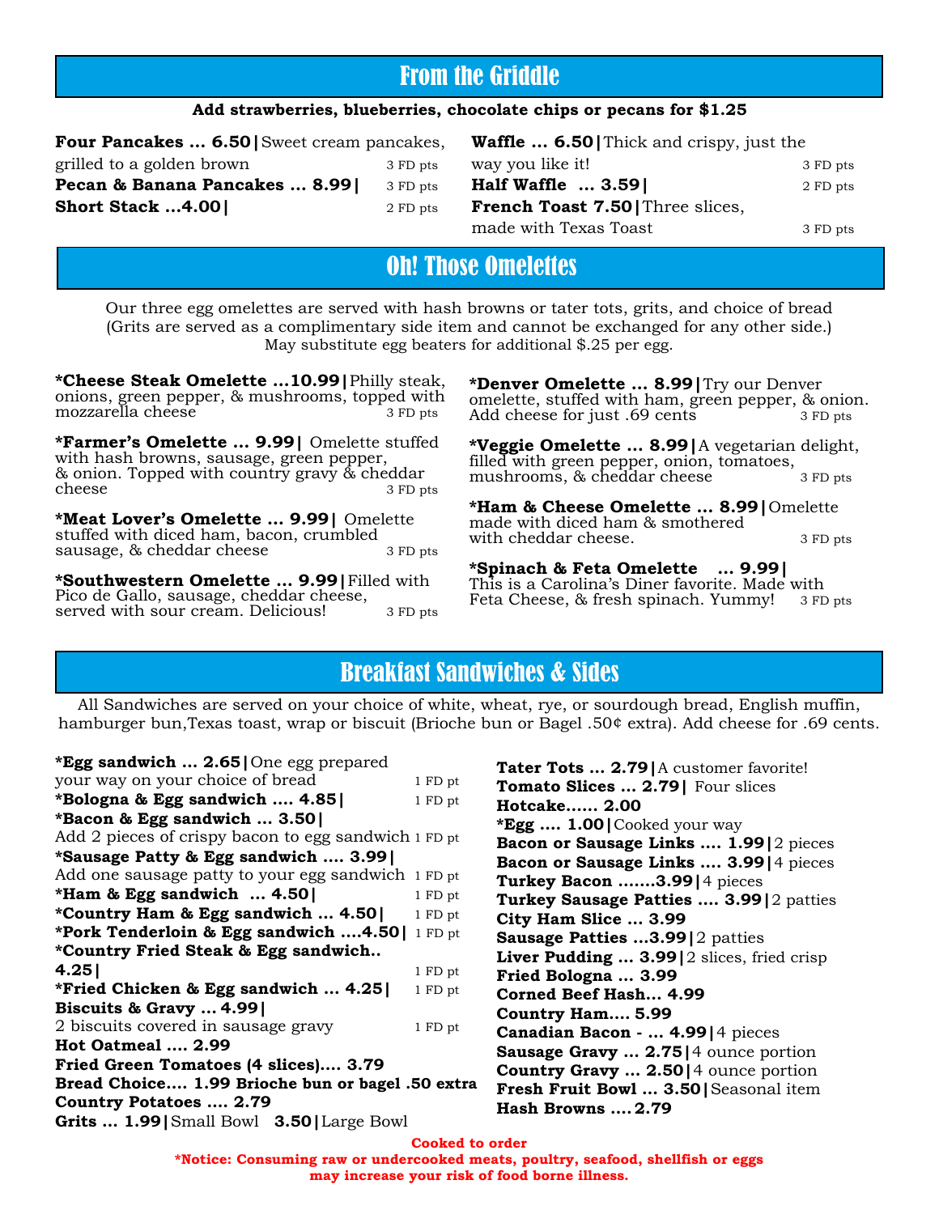## From the Griddle

**Add strawberries, blueberries, chocolate chips or pecans for $1.25**

**Four Pancakes … 6.50|** Sweet cream pancakes, grilled to a golden brown 3 FD pts

**Pecan & Banana Pancakes … 8.99|** 3 FD pts

**Short Stack …4.00|** 2 FD pts

**Waffle … 6.50|** Thick and crispy, just the way you like it! 3 FD pts

**Half Waffle … 3.59|** 2 FD pts

**French Toast 7.50|** Three slices, made with Texas Toast 3 FD pts

## Oh! Those Omelettes

Our three egg omelettes are served with hash browns or tater tots, grits, and choice of bread (Grits are served as a complimentary side item and cannot be exchanged for any other side.) May substitute egg beaters for additional $.25 per egg.

**\*Cheese Steak Omelette …10.99|** Philly steak, onions, green pepper, & mushrooms, topped with mozzarella cheese 3 FD pts

**\*Farmer's Omelette … 9.99|** Omelette stuffed with hash browns, sausage, green pepper, & onion. Topped with country gravy & cheddar cheese 3 FD pts

**\*Meat Lover's Omelette … 9.99|** Omelette stuffed with diced ham, bacon, crumbled sausage, & cheddar cheese 3 FD pts

**\*Southwestern Omelette … 9.99|** Filled with Pico de Gallo, sausage, cheddar cheese, served with sour cream. Delicious! 3 FD pts

**\*Denver Omelette … 8.99|** Try our Denver omelette, stuffed with ham, green pepper, & onion. Add cheese for just .69 cents 3 FD pts

**\*Veggie Omelette … 8.99|** A vegetarian delight, filled with green pepper, onion, tomatoes, mushrooms, & cheddar cheese 3 FD pts

**\*Ham & Cheese Omelette … 8.99|** Omelette made with diced ham & smothered with cheddar cheese. 3 FD pts

**\*Spinach & Feta Omelette … 9.99|** This is a Carolina's Diner favorite. Made with Feta Cheese, & fresh spinach. Yummy! 3 FD pts

## Breakfast Sandwiches & Sides

All Sandwiches are served on your choice of white, wheat, rye, or sourdough bread, English muffin, hamburger bun,Texas toast, wrap or biscuit (Brioche bun or Bagel .50¢ extra). Add cheese for .69 cents.

**\*Egg sandwich … 2.65|** One egg prepared your way on your choice of bread 1 FD pt

**\*Bologna & Egg sandwich …. 4.85|** 1 FD pt

**\*Bacon & Egg sandwich … 3.50|** Add 2 pieces of crispy bacon to egg sandwich 1 FD pt

**\*Sausage Patty & Egg sandwich …. 3.99|** Add one sausage patty to your egg sandwich 1 FD pt

**\*Ham & Egg sandwich … 4.50|** 1 FD pt

**\*Country Ham & Egg sandwich … 4.50|** 1 FD pt

**\*Pork Tenderloin & Egg sandwich ….4.50|** 1 FD pt

**\*Country Fried Steak & Egg sandwich.. 4.25|** 1 FD pt

**\*Fried Chicken & Egg sandwich … 4.25|** 1 FD pt

**Biscuits & Gravy … 4.99|** 2 biscuits covered in sausage gravy 1 FD pt

**Hot Oatmeal …. 2.99**

**Fried Green Tomatoes (4 slices)…. 3.79**

**Bread Choice…. 1.99 Brioche bun or bagel .50 extra**

**Country Potatoes …. 2.79**

**Grits … 1.99|** Small Bowl **3.50|** Large Bowl

**Tater Tots … 2.79|** A customer favorite!

**Tomato Slices … 2.79|** Four slices

**Hotcake…… 2.00**

**\*Egg …. 1.00|** Cooked your way

**Bacon or Sausage Links …. 1.99|** 2 pieces

**Bacon or Sausage Links …. 3.99|** 4 pieces

**Turkey Bacon …….3.99|** 4 pieces

**Turkey Sausage Patties …. 3.99|** 2 patties

**City Ham Slice … 3.99**

**Sausage Patties …3.99|** 2 patties

**Liver Pudding … 3.99|** 2 slices, fried crisp

**Fried Bologna … 3.99**

**Corned Beef Hash… 4.99**

**Country Ham…. 5.99**

**Canadian Bacon - … 4.99|** 4 pieces

**Sausage Gravy … 2.75|** 4 ounce portion

**Country Gravy … 2.50|** 4 ounce portion

**Fresh Fruit Bowl … 3.50|** Seasonal item

**Hash Browns ….2.79**

**Cooked to order**
**\*Notice: Consuming raw or undercooked meats, poultry, seafood, shellfish or eggs may increase your risk of food borne illness.**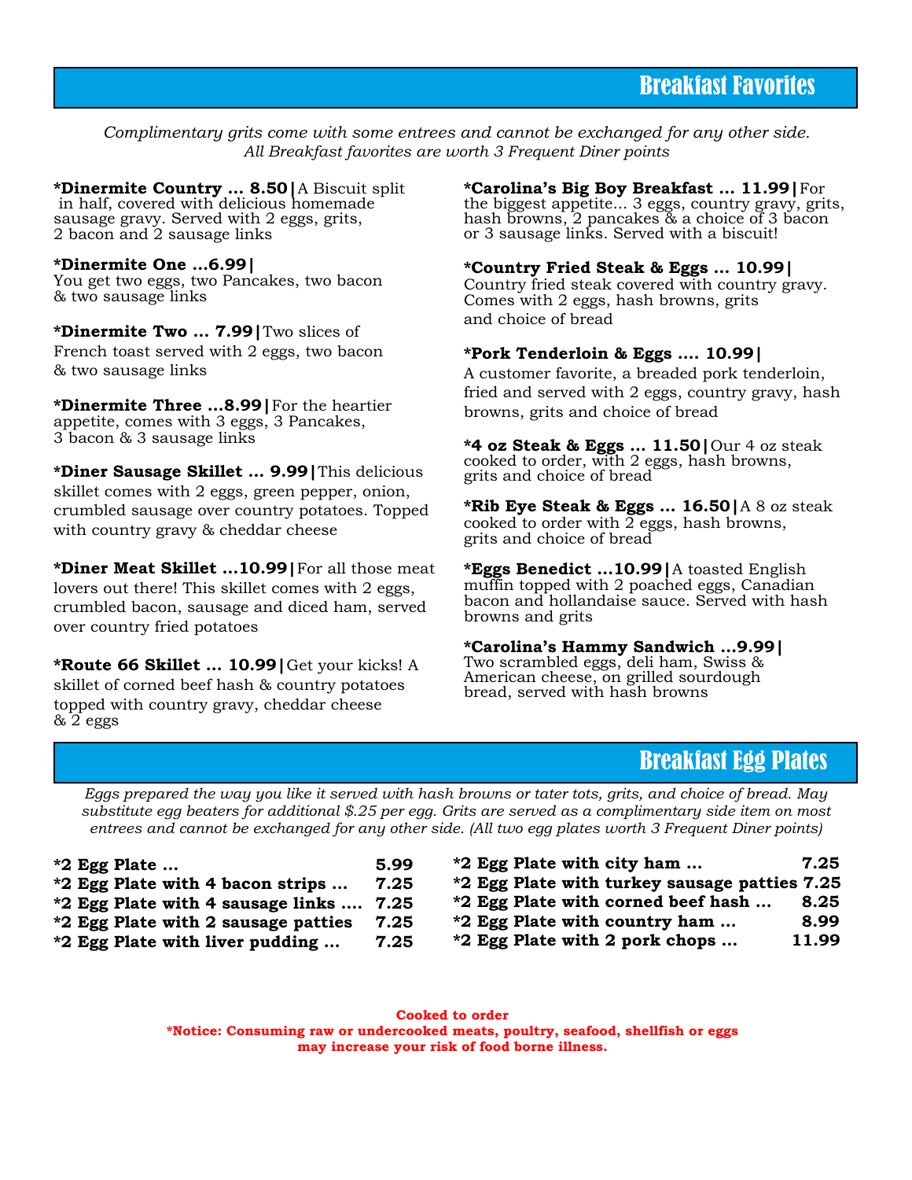## Breakfast Favorites

*Complimentary grits come with some entrees and cannot be exchanged for any other side.*
*All Breakfast favorites are worth 3 Frequent Diner points*

**\*Dinermite Country … 8.50|** A Biscuit split in half, covered with delicious homemade sausage gravy. Served with 2 eggs, grits, 2 bacon and 2 sausage links

**\*Dinermite One …6.99|**
You get two eggs, two Pancakes, two bacon & two sausage links

**\*Dinermite Two … 7.99|** Two slices of French toast served with 2 eggs, two bacon & two sausage links

**\*Dinermite Three …8.99|** For the heartier appetite, comes with 3 eggs, 3 Pancakes, 3 bacon & 3 sausage links

**\*Diner Sausage Skillet … 9.99|** This delicious skillet comes with 2 eggs, green pepper, onion, crumbled sausage over country potatoes. Topped with country gravy & cheddar cheese

**\*Diner Meat Skillet …10.99|** For all those meat lovers out there! This skillet comes with 2 eggs, crumbled bacon, sausage and diced ham, served over country fried potatoes

**\*Route 66 Skillet … 10.99|** Get your kicks! A skillet of corned beef hash & country potatoes topped with country gravy, cheddar cheese & 2 eggs

**\*Carolina's Big Boy Breakfast … 11.99|** For the biggest appetite… 3 eggs, country gravy, grits, hash browns, 2 pancakes & a choice of 3 bacon or 3 sausage links. Served with a biscuit!

**\*Country Fried Steak & Eggs … 10.99|**
Country fried steak covered with country gravy. Comes with 2 eggs, hash browns, grits and choice of bread

**\*Pork Tenderloin & Eggs …. 10.99|**
A customer favorite, a breaded pork tenderloin, fried and served with 2 eggs, country gravy, hash browns, grits and choice of bread

**\*4 oz Steak & Eggs … 11.50|** Our 4 oz steak cooked to order, with 2 eggs, hash browns, grits and choice of bread

**\*Rib Eye Steak & Eggs … 16.50|** A 8 oz steak cooked to order with 2 eggs, hash browns, grits and choice of bread

**\*Eggs Benedict …10.99|** A toasted English muffin topped with 2 poached eggs, Canadian bacon and hollandaise sauce. Served with hash browns and grits

**\*Carolina's Hammy Sandwich …9.99|**
Two scrambled eggs, deli ham, Swiss & American cheese, on grilled sourdough bread, served with hash browns

## Breakfast Egg Plates

*Eggs prepared the way you like it served with hash browns or tater tots, grits, and choice of bread. May substitute egg beaters for additional $.25 per egg. Grits are served as a complimentary side item on most entrees and cannot be exchanged for any other side. (All two egg plates worth 3 Frequent Diner points)*

| | |
|---|---|
| **\*2 Egg Plate …** | **5.99** |
| **\*2 Egg Plate with 4 bacon strips …** | **7.25** |
| **\*2 Egg Plate with 4 sausage links ….** | **7.25** |
| **\*2 Egg Plate with 2 sausage patties** | **7.25** |
| **\*2 Egg Plate with liver pudding …** | **7.25** |
| **\*2 Egg Plate with city ham …** | **7.25** |
| **\*2 Egg Plate with turkey sausage patties** | **7.25** |
| **\*2 Egg Plate with corned beef hash …** | **8.25** |
| **\*2 Egg Plate with country ham …** | **8.99** |
| **\*2 Egg Plate with 2 pork chops …** | **11.99** |

**Cooked to order**
**\*Notice: Consuming raw or undercooked meats, poultry, seafood, shellfish or eggs may increase your risk of food borne illness.**